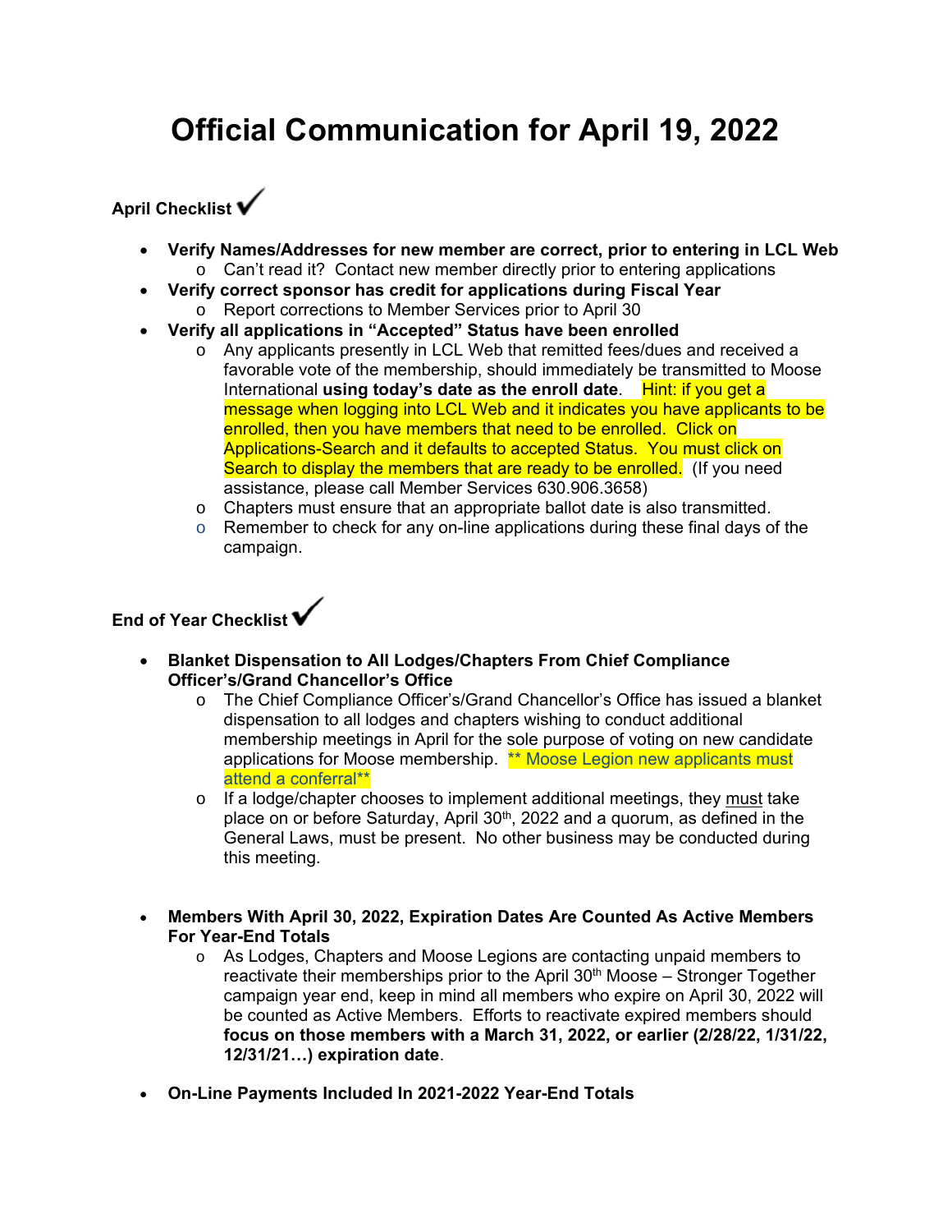# Official Communication for April 19, 2022

**April Checklist ✓**

- **Verify Names/Addresses for new member are correct, prior to entering in LCL Web**
  - Can't read it? Contact new member directly prior to entering applications
- **Verify correct sponsor has credit for applications during Fiscal Year**
  - Report corrections to Member Services prior to April 30
- **Verify all applications in "Accepted" Status have been enrolled**
  - Any applicants presently in LCL Web that remitted fees/dues and received a favorable vote of the membership, should immediately be transmitted to Moose International **using today's date as the enroll date**. Hint: if you get a message when logging into LCL Web and it indicates you have applicants to be enrolled, then you have members that need to be enrolled. Click on Applications-Search and it defaults to accepted Status. You must click on Search to display the members that are ready to be enrolled. (If you need assistance, please call Member Services 630.906.3658)
  - Chapters must ensure that an appropriate ballot date is also transmitted.
  - Remember to check for any on-line applications during these final days of the campaign.

**End of Year Checklist ✓**

- **Blanket Dispensation to All Lodges/Chapters From Chief Compliance Officer's/Grand Chancellor's Office**
  - The Chief Compliance Officer's/Grand Chancellor's Office has issued a blanket dispensation to all lodges and chapters wishing to conduct additional membership meetings in April for the sole purpose of voting on new candidate applications for Moose membership. ** Moose Legion new applicants must attend a conferral**
  - If a lodge/chapter chooses to implement additional meetings, they must take place on or before Saturday, April 30th, 2022 and a quorum, as defined in the General Laws, must be present. No other business may be conducted during this meeting.

- **Members With April 30, 2022, Expiration Dates Are Counted As Active Members For Year-End Totals**
  - As Lodges, Chapters and Moose Legions are contacting unpaid members to reactivate their memberships prior to the April 30th Moose – Stronger Together campaign year end, keep in mind all members who expire on April 30, 2022 will be counted as Active Members. Efforts to reactivate expired members should **focus on those members with a March 31, 2022, or earlier (2/28/22, 1/31/22, 12/31/21…) expiration date**.

- **On-Line Payments Included In 2021-2022 Year-End Totals**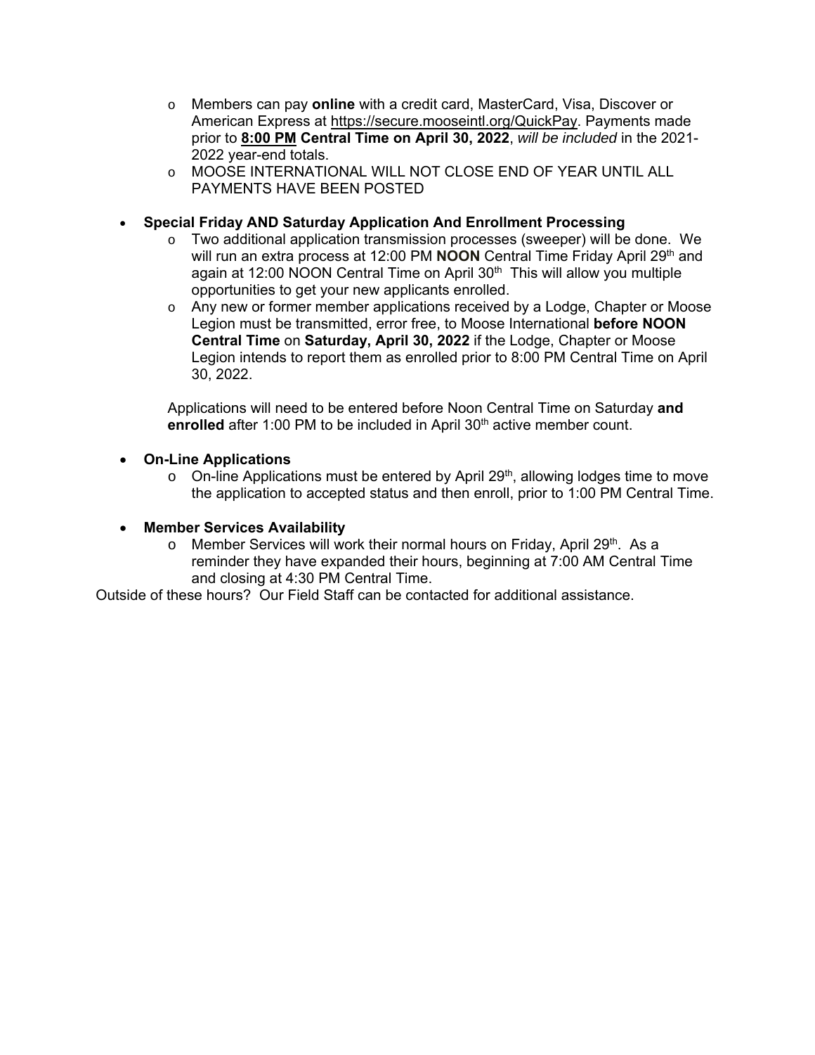- Members can pay **online** with a credit card, MasterCard, Visa, Discover or American Express at https://secure.mooseintl.org/QuickPay. Payments made prior to **8:00 PM Central Time on April 30, 2022**, *will be included* in the 2021-2022 year-end totals.
  - MOOSE INTERNATIONAL WILL NOT CLOSE END OF YEAR UNTIL ALL PAYMENTS HAVE BEEN POSTED

- **Special Friday AND Saturday Application And Enrollment Processing**
  - Two additional application transmission processes (sweeper) will be done. We will run an extra process at 12:00 PM **NOON** Central Time Friday April 29th and again at 12:00 NOON Central Time on April 30th This will allow you multiple opportunities to get your new applicants enrolled.
  - Any new or former member applications received by a Lodge, Chapter or Moose Legion must be transmitted, error free, to Moose International **before NOON Central Time** on **Saturday, April 30, 2022** if the Lodge, Chapter or Moose Legion intends to report them as enrolled prior to 8:00 PM Central Time on April 30, 2022.

  Applications will need to be entered before Noon Central Time on Saturday **and enrolled** after 1:00 PM to be included in April 30th active member count.

- **On-Line Applications**
  - On-line Applications must be entered by April 29th, allowing lodges time to move the application to accepted status and then enroll, prior to 1:00 PM Central Time.

- **Member Services Availability**
  - Member Services will work their normal hours on Friday, April 29th. As a reminder they have expanded their hours, beginning at 7:00 AM Central Time and closing at 4:30 PM Central Time.

Outside of these hours? Our Field Staff can be contacted for additional assistance.